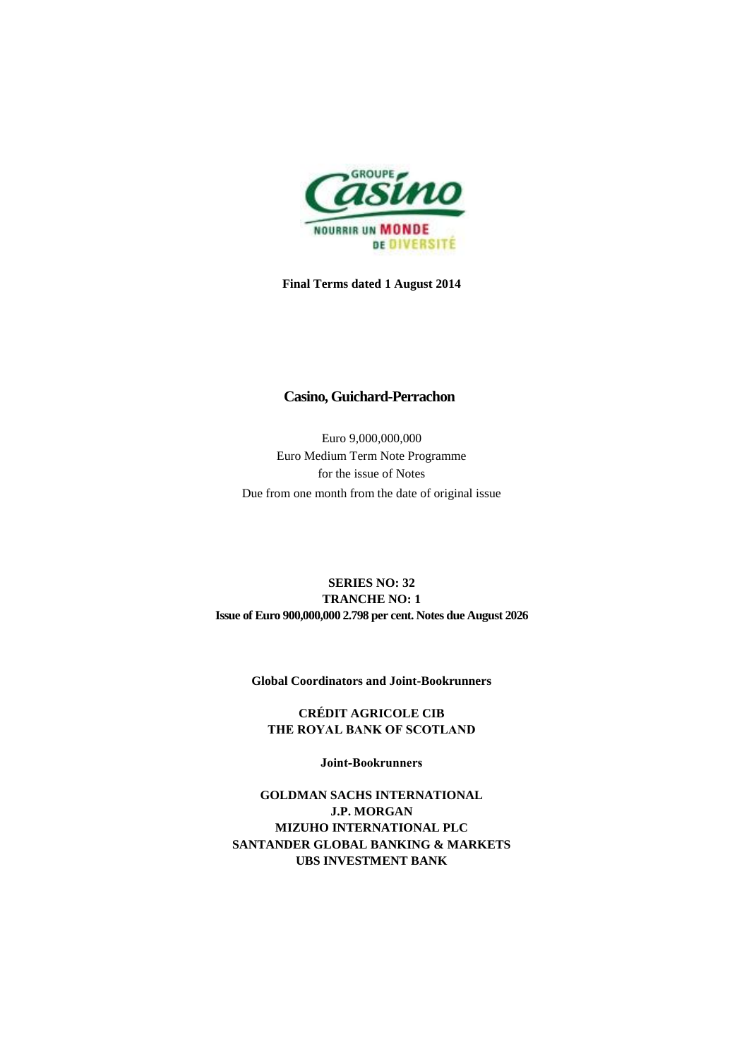**Final Terms dated 1 August 2014**

# Casino, Guichard-Perrachon

Euro 9,000,000,000
Euro Medium Term Note Programme
for the issue of Notes
Due from one month from the date of original issue

**SERIES NO: 32**
**TRANCHE NO: 1**
**Issue of Euro 900,000,000 2.798 per cent. Notes due August 2026**

**Global Coordinators and Joint-Bookrunners**

**CRÉDIT AGRICOLE CIB**
**THE ROYAL BANK OF SCOTLAND**

**Joint-Bookrunners**

**GOLDMAN SACHS INTERNATIONAL**
**J.P. MORGAN**
**MIZUHO INTERNATIONAL PLC**
**SANTANDER GLOBAL BANKING & MARKETS**
**UBS INVESTMENT BANK**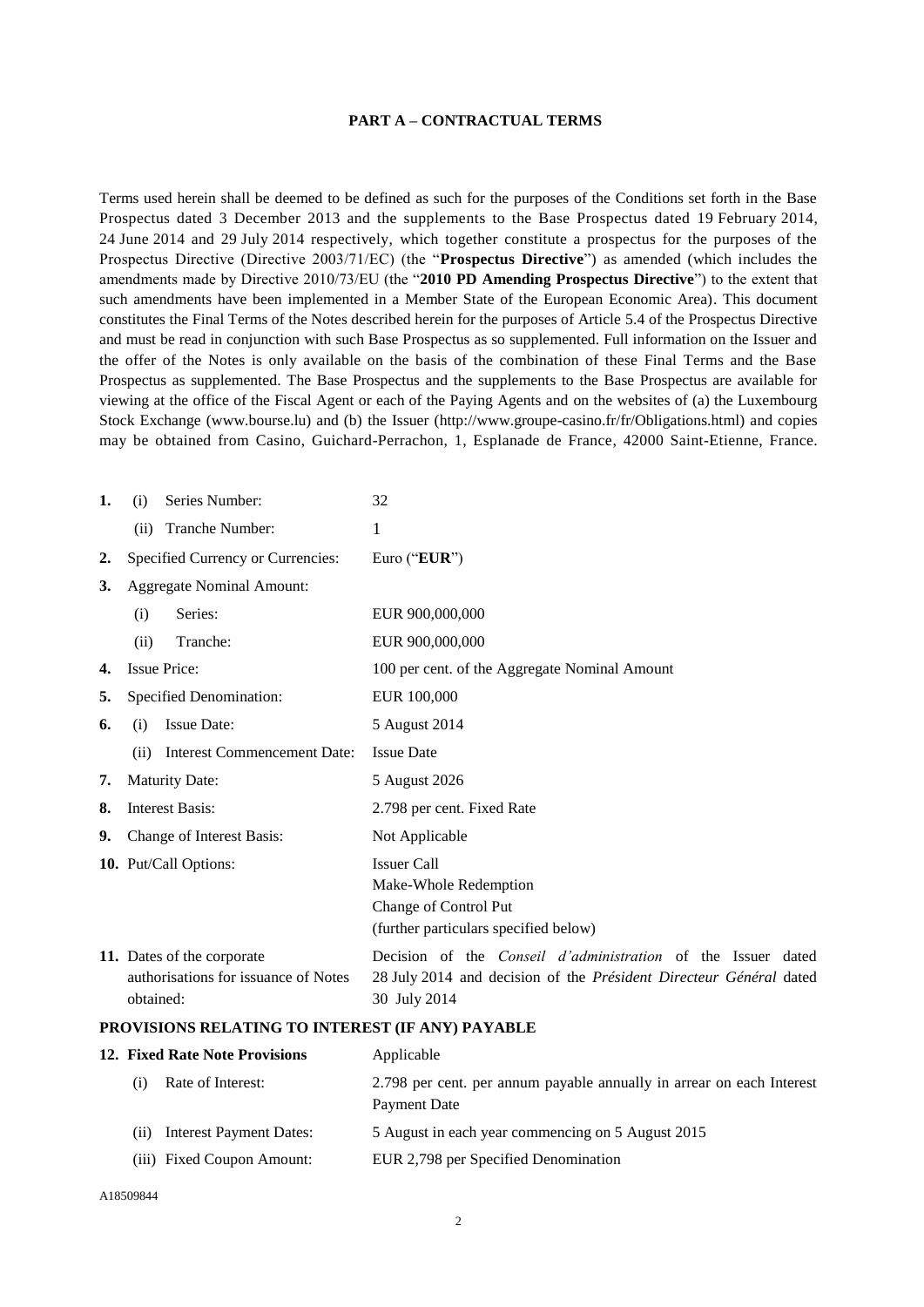## PART A – CONTRACTUAL TERMS

Terms used herein shall be deemed to be defined as such for the purposes of the Conditions set forth in the Base Prospectus dated 3 December 2013 and the supplements to the Base Prospectus dated 19 February 2014, 24 June 2014 and 29 July 2014 respectively, which together constitute a prospectus for the purposes of the Prospectus Directive (Directive 2003/71/EC) (the "**Prospectus Directive**") as amended (which includes the amendments made by Directive 2010/73/EU (the "**2010 PD Amending Prospectus Directive**") to the extent that such amendments have been implemented in a Member State of the European Economic Area). This document constitutes the Final Terms of the Notes described herein for the purposes of Article 5.4 of the Prospectus Directive and must be read in conjunction with such Base Prospectus as so supplemented. Full information on the Issuer and the offer of the Notes is only available on the basis of the combination of these Final Terms and the Base Prospectus as supplemented. The Base Prospectus and the supplements to the Base Prospectus are available for viewing at the office of the Fiscal Agent or each of the Paying Agents and on the websites of (a) the Luxembourg Stock Exchange (www.bourse.lu) and (b) the Issuer (http://www.groupe-casino.fr/fr/Obligations.html) and copies may be obtained from Casino, Guichard-Perrachon, 1, Esplanade de France, 42000 Saint-Etienne, France.

| | | |
|---|---|---|
| **1.** | (i) Series Number: | 32 |
| | (ii) Tranche Number: | 1 |
| **2.** | Specified Currency or Currencies: | Euro ("**EUR**") |
| **3.** | Aggregate Nominal Amount: | |
| | (i) Series: | EUR 900,000,000 |
| | (ii) Tranche: | EUR 900,000,000 |
| **4.** | Issue Price: | 100 per cent. of the Aggregate Nominal Amount |
| **5.** | Specified Denomination: | EUR 100,000 |
| **6.** | (i) Issue Date: | 5 August 2014 |
| | (ii) Interest Commencement Date: | Issue Date |
| **7.** | Maturity Date: | 5 August 2026 |
| **8.** | Interest Basis: | 2.798 per cent. Fixed Rate |
| **9.** | Change of Interest Basis: | Not Applicable |
| **10.** | Put/Call Options: | Issuer Call<br>Make-Whole Redemption<br>Change of Control Put<br>(further particulars specified below) |
| **11.** | Dates of the corporate authorisations for issuance of Notes obtained: | Decision of the *Conseil d'administration* of the Issuer dated 28 July 2014 and decision of the *Président Directeur Général* dated 30 July 2014 |

**PROVISIONS RELATING TO INTEREST (IF ANY) PAYABLE**

| | | |
|---|---|---|
| **12.** | **Fixed Rate Note Provisions** | Applicable |
| | (i) Rate of Interest: | 2.798 per cent. per annum payable annually in arrear on each Interest Payment Date |
| | (ii) Interest Payment Dates: | 5 August in each year commencing on 5 August 2015 |
| | (iii) Fixed Coupon Amount: | EUR 2,798 per Specified Denomination |

A18509844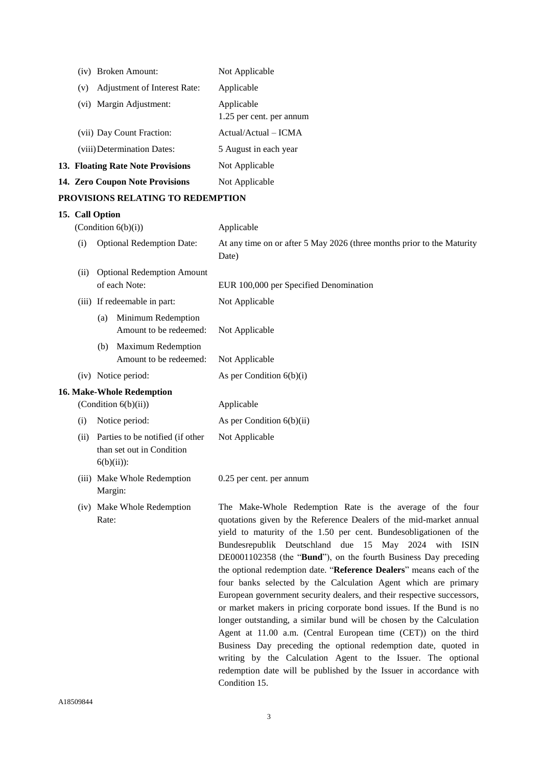| | |
|---|---|
| (iv) Broken Amount: | Not Applicable |
| (v) Adjustment of Interest Rate: | Applicable |
| (vi) Margin Adjustment: | Applicable<br>1.25 per cent. per annum |
| (vii) Day Count Fraction: | Actual/Actual – ICMA |
| (viii) Determination Dates: | 5 August in each year |
| **13. Floating Rate Note Provisions** | Not Applicable |
| **14. Zero Coupon Note Provisions** | Not Applicable |

**PROVISIONS RELATING TO REDEMPTION**

| | |
|---|---|
| **15. Call Option**<br>(Condition 6(b)(i)) | Applicable |
| (i) Optional Redemption Date: | At any time on or after 5 May 2026 (three months prior to the Maturity Date) |
| (ii) Optional Redemption Amount of each Note: | EUR 100,000 per Specified Denomination |
| (iii) If redeemable in part: | Not Applicable |
| (a) Minimum Redemption Amount to be redeemed: | Not Applicable |
| (b) Maximum Redemption Amount to be redeemed: | Not Applicable |
| (iv) Notice period: | As per Condition 6(b)(i) |
| **16. Make-Whole Redemption**<br>(Condition 6(b)(ii)) | Applicable |
| (i) Notice period: | As per Condition 6(b)(ii) |
| (ii) Parties to be notified (if other than set out in Condition 6(b)(ii)): | Not Applicable |
| (iii) Make Whole Redemption Margin: | 0.25 per cent. per annum |
| (iv) Make Whole Redemption Rate: | The Make-Whole Redemption Rate is the average of the four quotations given by the Reference Dealers of the mid-market annual yield to maturity of the 1.50 per cent. Bundesobligationen of the Bundesrepublik Deutschland due 15 May 2024 with ISIN DE0001102358 (the "**Bund**"), on the fourth Business Day preceding the optional redemption date. "**Reference Dealers**" means each of the four banks selected by the Calculation Agent which are primary European government security dealers, and their respective successors, or market makers in pricing corporate bond issues. If the Bund is no longer outstanding, a similar bund will be chosen by the Calculation Agent at 11.00 a.m. (Central European time (CET)) on the third Business Day preceding the optional redemption date, quoted in writing by the Calculation Agent to the Issuer. The optional redemption date will be published by the Issuer in accordance with Condition 15. |

A18509844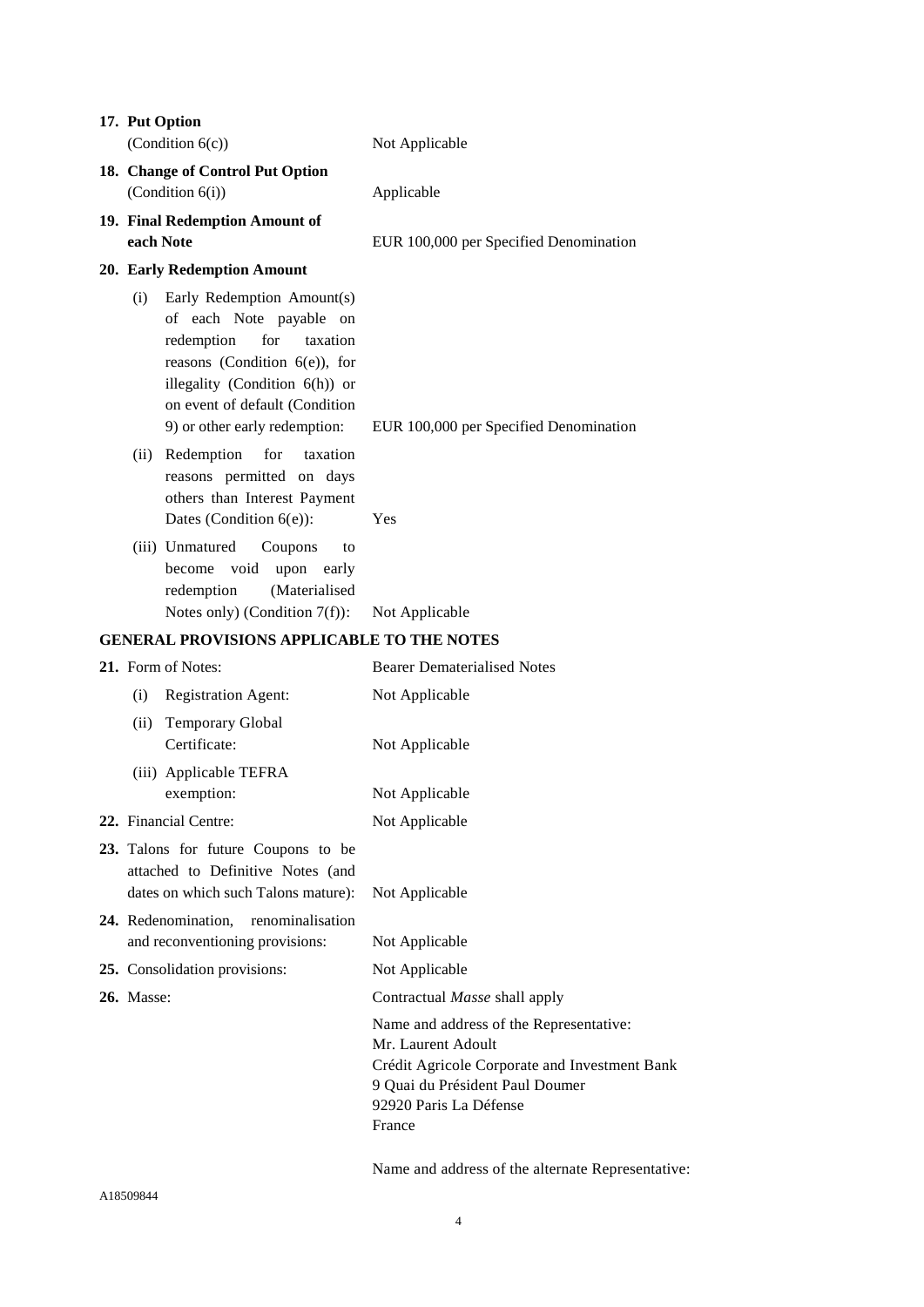**17. Put Option**
(Condition 6(c)) — Not Applicable

**18. Change of Control Put Option**
(Condition 6(i)) — Applicable

**19. Final Redemption Amount of each Note** — EUR 100,000 per Specified Denomination

**20. Early Redemption Amount**

| | |
|---|---|
| (i) Early Redemption Amount(s) of each Note payable on redemption for taxation reasons (Condition 6(e)), for illegality (Condition 6(h)) or on event of default (Condition 9) or other early redemption: | EUR 100,000 per Specified Denomination |
| (ii) Redemption for taxation reasons permitted on days others than Interest Payment Dates (Condition 6(e)): | Yes |
| (iii) Unmatured Coupons to become void upon early redemption (Materialised Notes only) (Condition 7(f)): | Not Applicable |

**GENERAL PROVISIONS APPLICABLE TO THE NOTES**

| | |
|---|---|
| **21.** Form of Notes: | Bearer Dematerialised Notes |
| (i) Registration Agent: | Not Applicable |
| (ii) Temporary Global Certificate: | Not Applicable |
| (iii) Applicable TEFRA exemption: | Not Applicable |
| **22.** Financial Centre: | Not Applicable |
| **23.** Talons for future Coupons to be attached to Definitive Notes (and dates on which such Talons mature): | Not Applicable |
| **24.** Redenomination, renominalisation and reconventioning provisions: | Not Applicable |
| **25.** Consolidation provisions: | Not Applicable |
| **26.** Masse: | Contractual *Masse* shall apply |

Name and address of the Representative:
Mr. Laurent Adoult
Crédit Agricole Corporate and Investment Bank
9 Quai du Président Paul Doumer
92920 Paris La Défense
France

Name and address of the alternate Representative:

A18509844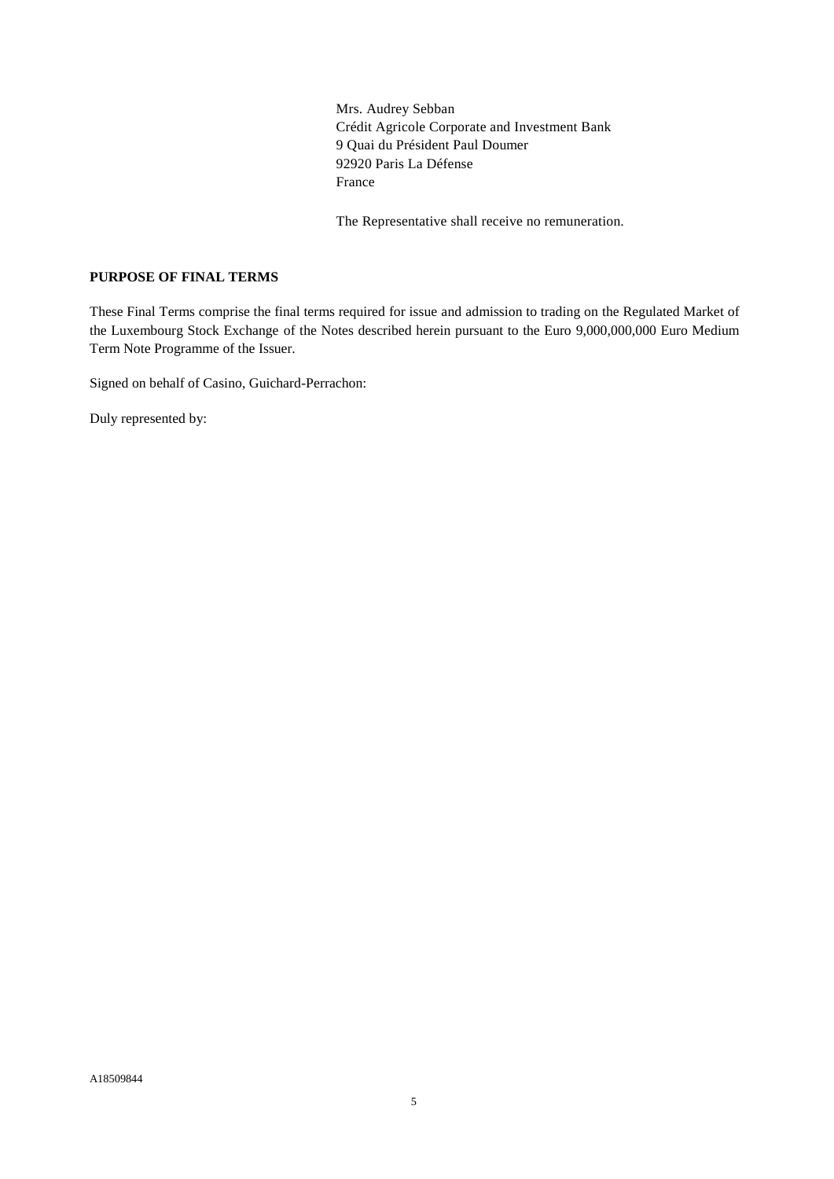Mrs. Audrey Sebban
Crédit Agricole Corporate and Investment Bank
9 Quai du Président Paul Doumer
92920 Paris La Défense
France

The Representative shall receive no remuneration.

**PURPOSE OF FINAL TERMS**

These Final Terms comprise the final terms required for issue and admission to trading on the Regulated Market of the Luxembourg Stock Exchange of the Notes described herein pursuant to the Euro 9,000,000,000 Euro Medium Term Note Programme of the Issuer.

Signed on behalf of Casino, Guichard-Perrachon:

Duly represented by:

A18509844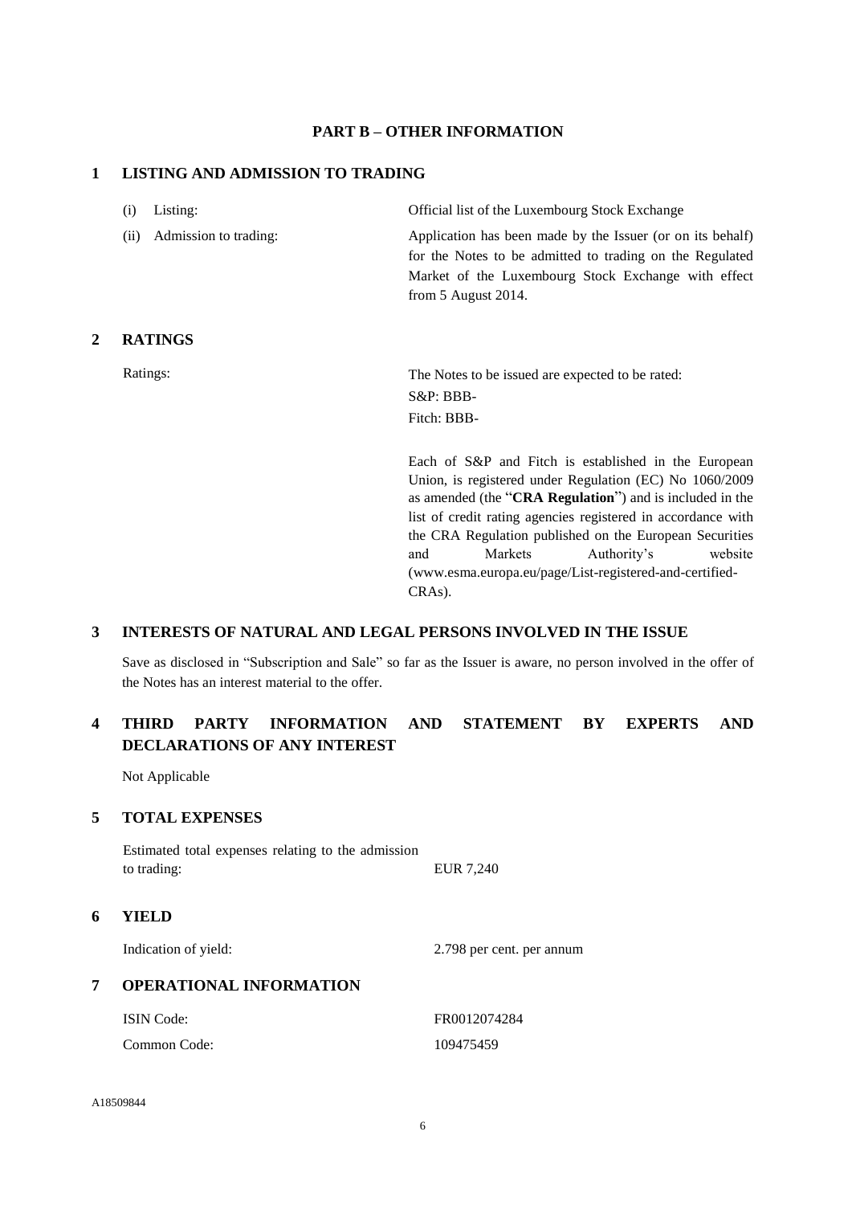## PART B – OTHER INFORMATION

### 1 LISTING AND ADMISSION TO TRADING

| | |
|---|---|
| (i) Listing: | Official list of the Luxembourg Stock Exchange |
| (ii) Admission to trading: | Application has been made by the Issuer (or on its behalf) for the Notes to be admitted to trading on the Regulated Market of the Luxembourg Stock Exchange with effect from 5 August 2014. |

### 2 RATINGS

| | |
|---|---|
| Ratings: | The Notes to be issued are expected to be rated:<br>S&P: BBB-<br>Fitch: BBB-<br><br>Each of S&P and Fitch is established in the European Union, is registered under Regulation (EC) No 1060/2009 as amended (the "**CRA Regulation**") and is included in the list of credit rating agencies registered in accordance with the CRA Regulation published on the European Securities and Markets Authority's website (www.esma.europa.eu/page/List-registered-and-certified-CRAs). |

### 3 INTERESTS OF NATURAL AND LEGAL PERSONS INVOLVED IN THE ISSUE

Save as disclosed in "Subscription and Sale" so far as the Issuer is aware, no person involved in the offer of the Notes has an interest material to the offer.

### 4 THIRD PARTY INFORMATION AND STATEMENT BY EXPERTS AND DECLARATIONS OF ANY INTEREST

Not Applicable

### 5 TOTAL EXPENSES

| | |
|---|---|
| Estimated total expenses relating to the admission to trading: | EUR 7,240 |

### 6 YIELD

| | |
|---|---|
| Indication of yield: | 2.798 per cent. per annum |

### 7 OPERATIONAL INFORMATION

| | |
|---|---|
| ISIN Code: | FR0012074284 |
| Common Code: | 109475459 |

A18509844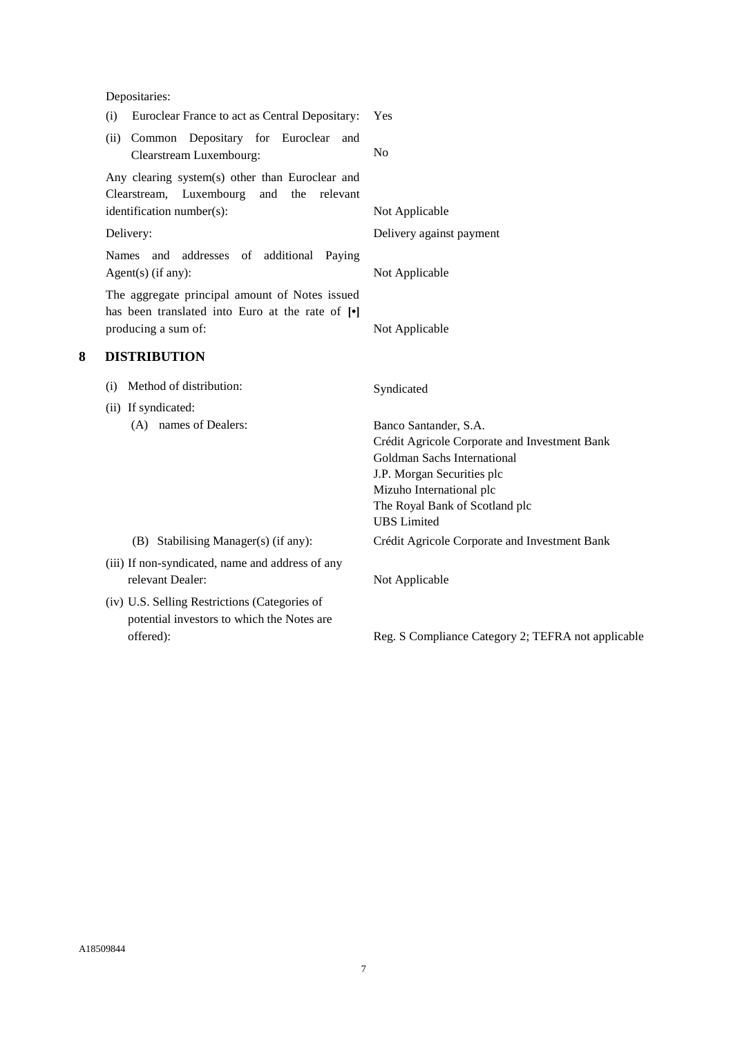| | |
|---|---|
| Depositaries: | |
| (i) Euroclear France to act as Central Depositary: | Yes |
| (ii) Common Depositary for Euroclear and Clearstream Luxembourg: | No |
| Any clearing system(s) other than Euroclear and Clearstream, Luxembourg and the relevant identification number(s): | Not Applicable |
| Delivery: | Delivery against payment |
| Names and addresses of additional Paying Agent(s) (if any): | Not Applicable |
| The aggregate principal amount of Notes issued has been translated into Euro at the rate of **[•]** producing a sum of: | Not Applicable |

## 8 DISTRIBUTION

| | |
|---|---|
| (i) Method of distribution: | Syndicated |
| (ii) If syndicated: | |
| (A) names of Dealers: | Banco Santander, S.A.<br>Crédit Agricole Corporate and Investment Bank<br>Goldman Sachs International<br>J.P. Morgan Securities plc<br>Mizuho International plc<br>The Royal Bank of Scotland plc<br>UBS Limited |
| (B) Stabilising Manager(s) (if any): | Crédit Agricole Corporate and Investment Bank |
| (iii) If non-syndicated, name and address of any relevant Dealer: | Not Applicable |
| (iv) U.S. Selling Restrictions (Categories of potential investors to which the Notes are offered): | Reg. S Compliance Category 2; TEFRA not applicable |

A18509844